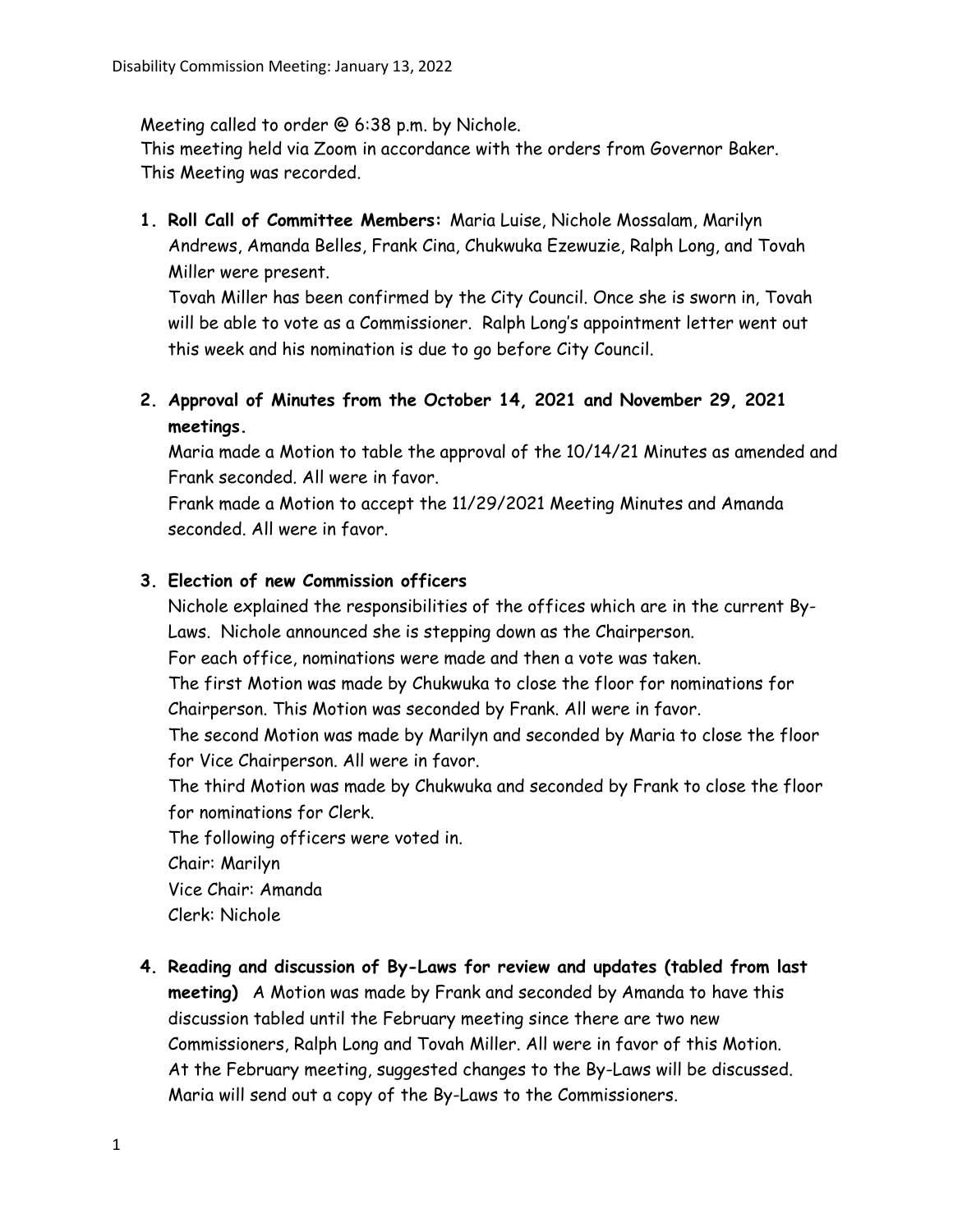Meeting called to order @ 6:38 p.m. by Nichole.
This meeting held via Zoom in accordance with the orders from Governor Baker.
This Meeting was recorded.

1. **Roll Call of Committee Members:** Maria Luise, Nichole Mossalam, Marilyn Andrews, Amanda Belles, Frank Cina, Chukwuka Ezewuzie, Ralph Long, and Tovah Miller were present.
   Tovah Miller has been confirmed by the City Council. Once she is sworn in, Tovah will be able to vote as a Commissioner. Ralph Long's appointment letter went out this week and his nomination is due to go before City Council.

2. **Approval of Minutes from the October 14, 2021 and November 29, 2021 meetings.**
   Maria made a Motion to table the approval of the 10/14/21 Minutes as amended and Frank seconded. All were in favor.
   Frank made a Motion to accept the 11/29/2021 Meeting Minutes and Amanda seconded. All were in favor.

3. **Election of new Commission officers**
   Nichole explained the responsibilities of the offices which are in the current By-Laws. Nichole announced she is stepping down as the Chairperson.
   For each office, nominations were made and then a vote was taken.
   The first Motion was made by Chukwuka to close the floor for nominations for Chairperson. This Motion was seconded by Frank. All were in favor.
   The second Motion was made by Marilyn and seconded by Maria to close the floor for Vice Chairperson. All were in favor.
   The third Motion was made by Chukwuka and seconded by Frank to close the floor for nominations for Clerk.
   The following officers were voted in.
   Chair: Marilyn
   Vice Chair: Amanda
   Clerk: Nichole

4. **Reading and discussion of By-Laws for review and updates (tabled from last meeting)** A Motion was made by Frank and seconded by Amanda to have this discussion tabled until the February meeting since there are two new Commissioners, Ralph Long and Tovah Miller. All were in favor of this Motion.
   At the February meeting, suggested changes to the By-Laws will be discussed.
   Maria will send out a copy of the By-Laws to the Commissioners.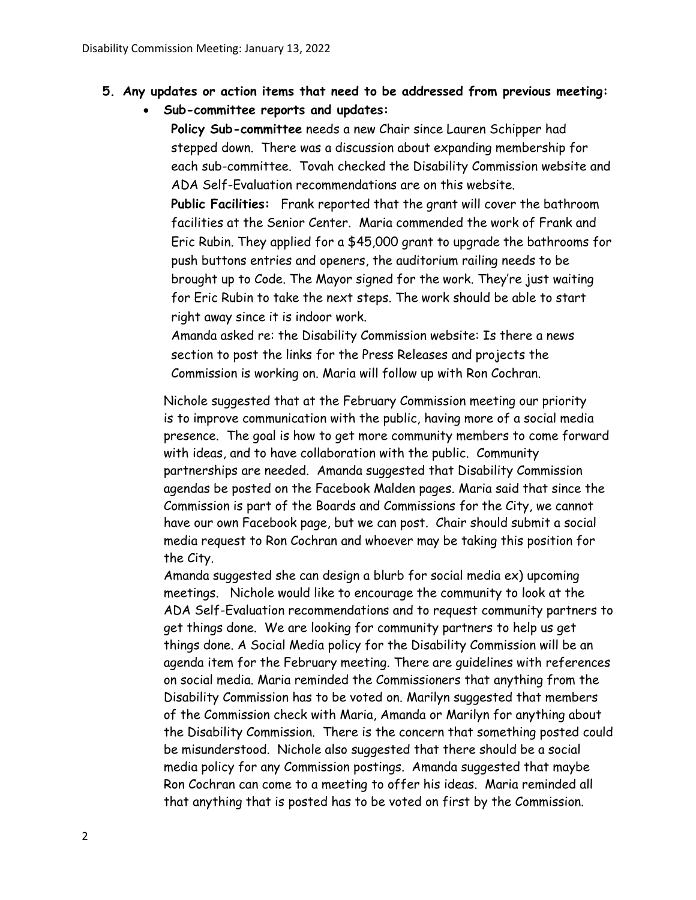**5. Any updates or action items that need to be addressed from previous meeting:**

- **Sub-committee reports and updates:**

  **Policy Sub-committee** needs a new Chair since Lauren Schipper had stepped down. There was a discussion about expanding membership for each sub-committee. Tovah checked the Disability Commission website and ADA Self-Evaluation recommendations are on this website.

  **Public Facilities:** Frank reported that the grant will cover the bathroom facilities at the Senior Center. Maria commended the work of Frank and Eric Rubin. They applied for a $45,000 grant to upgrade the bathrooms for push buttons entries and openers, the auditorium railing needs to be brought up to Code. The Mayor signed for the work. They're just waiting for Eric Rubin to take the next steps. The work should be able to start right away since it is indoor work.

  Amanda asked re: the Disability Commission website: Is there a news section to post the links for the Press Releases and projects the Commission is working on. Maria will follow up with Ron Cochran.

Nichole suggested that at the February Commission meeting our priority is to improve communication with the public, having more of a social media presence. The goal is how to get more community members to come forward with ideas, and to have collaboration with the public. Community partnerships are needed. Amanda suggested that Disability Commission agendas be posted on the Facebook Malden pages. Maria said that since the Commission is part of the Boards and Commissions for the City, we cannot have our own Facebook page, but we can post. Chair should submit a social media request to Ron Cochran and whoever may be taking this position for the City.

Amanda suggested she can design a blurb for social media ex) upcoming meetings. Nichole would like to encourage the community to look at the ADA Self-Evaluation recommendations and to request community partners to get things done. We are looking for community partners to help us get things done. A Social Media policy for the Disability Commission will be an agenda item for the February meeting. There are guidelines with references on social media. Maria reminded the Commissioners that anything from the Disability Commission has to be voted on. Marilyn suggested that members of the Commission check with Maria, Amanda or Marilyn for anything about the Disability Commission. There is the concern that something posted could be misunderstood. Nichole also suggested that there should be a social media policy for any Commission postings. Amanda suggested that maybe Ron Cochran can come to a meeting to offer his ideas. Maria reminded all that anything that is posted has to be voted on first by the Commission.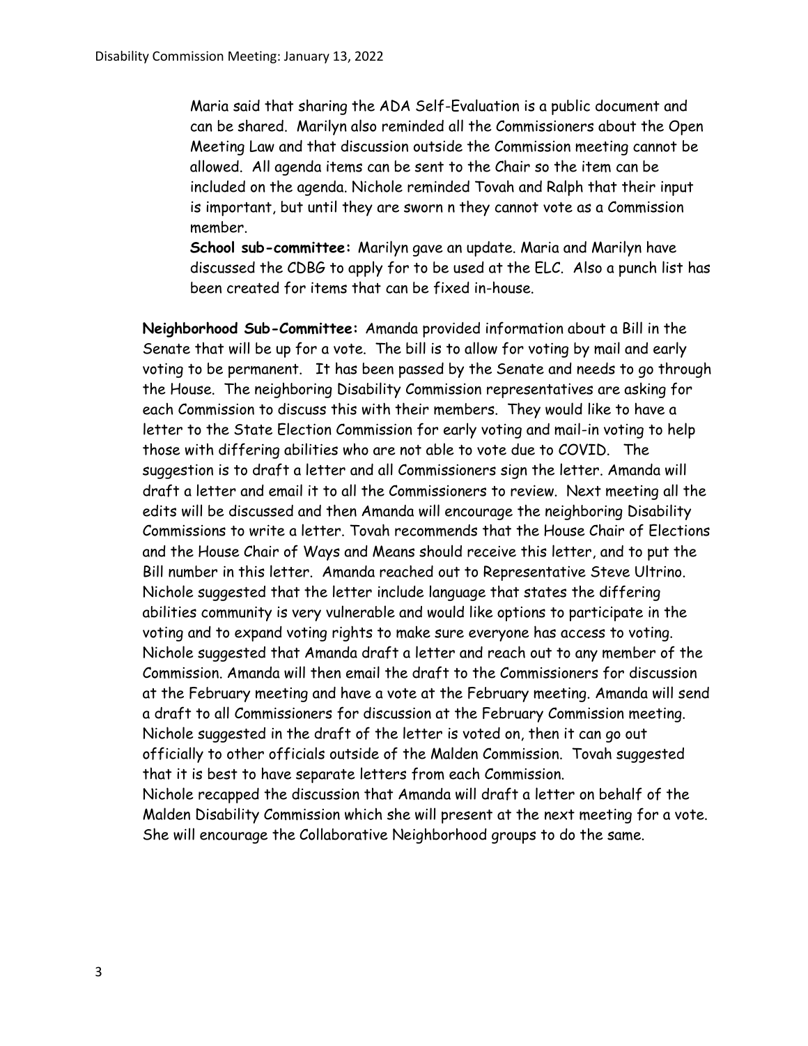Maria said that sharing the ADA Self-Evaluation is a public document and can be shared. Marilyn also reminded all the Commissioners about the Open Meeting Law and that discussion outside the Commission meeting cannot be allowed. All agenda items can be sent to the Chair so the item can be included on the agenda. Nichole reminded Tovah and Ralph that their input is important, but until they are sworn n they cannot vote as a Commission member.

**School sub-committee:** Marilyn gave an update. Maria and Marilyn have discussed the CDBG to apply for to be used at the ELC. Also a punch list has been created for items that can be fixed in-house.

**Neighborhood Sub-Committee:** Amanda provided information about a Bill in the Senate that will be up for a vote. The bill is to allow for voting by mail and early voting to be permanent. It has been passed by the Senate and needs to go through the House. The neighboring Disability Commission representatives are asking for each Commission to discuss this with their members. They would like to have a letter to the State Election Commission for early voting and mail-in voting to help those with differing abilities who are not able to vote due to COVID. The suggestion is to draft a letter and all Commissioners sign the letter. Amanda will draft a letter and email it to all the Commissioners to review. Next meeting all the edits will be discussed and then Amanda will encourage the neighboring Disability Commissions to write a letter. Tovah recommends that the House Chair of Elections and the House Chair of Ways and Means should receive this letter, and to put the Bill number in this letter. Amanda reached out to Representative Steve Ultrino. Nichole suggested that the letter include language that states the differing abilities community is very vulnerable and would like options to participate in the voting and to expand voting rights to make sure everyone has access to voting. Nichole suggested that Amanda draft a letter and reach out to any member of the Commission. Amanda will then email the draft to the Commissioners for discussion at the February meeting and have a vote at the February meeting. Amanda will send a draft to all Commissioners for discussion at the February Commission meeting. Nichole suggested in the draft of the letter is voted on, then it can go out officially to other officials outside of the Malden Commission. Tovah suggested that it is best to have separate letters from each Commission.

Nichole recapped the discussion that Amanda will draft a letter on behalf of the Malden Disability Commission which she will present at the next meeting for a vote. She will encourage the Collaborative Neighborhood groups to do the same.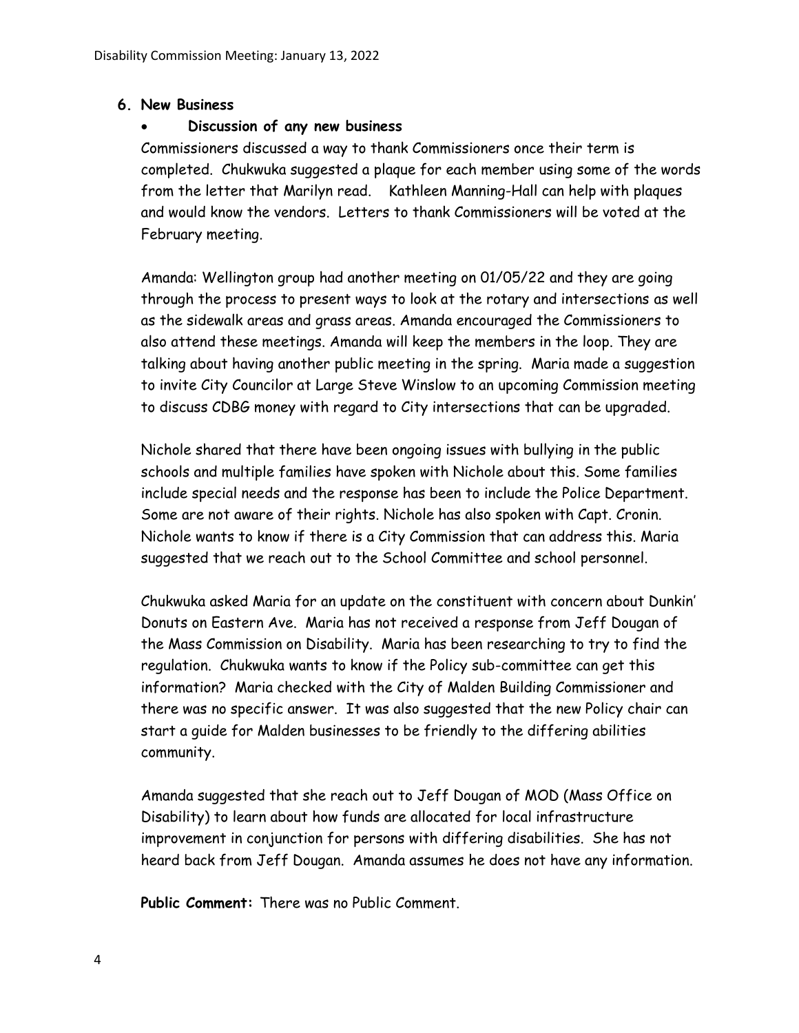## 6. New Business

- **Discussion of any new business**

Commissioners discussed a way to thank Commissioners once their term is completed. Chukwuka suggested a plaque for each member using some of the words from the letter that Marilyn read. Kathleen Manning-Hall can help with plaques and would know the vendors. Letters to thank Commissioners will be voted at the February meeting.

Amanda: Wellington group had another meeting on 01/05/22 and they are going through the process to present ways to look at the rotary and intersections as well as the sidewalk areas and grass areas. Amanda encouraged the Commissioners to also attend these meetings. Amanda will keep the members in the loop. They are talking about having another public meeting in the spring. Maria made a suggestion to invite City Councilor at Large Steve Winslow to an upcoming Commission meeting to discuss CDBG money with regard to City intersections that can be upgraded.

Nichole shared that there have been ongoing issues with bullying in the public schools and multiple families have spoken with Nichole about this. Some families include special needs and the response has been to include the Police Department. Some are not aware of their rights. Nichole has also spoken with Capt. Cronin. Nichole wants to know if there is a City Commission that can address this. Maria suggested that we reach out to the School Committee and school personnel.

Chukwuka asked Maria for an update on the constituent with concern about Dunkin' Donuts on Eastern Ave. Maria has not received a response from Jeff Dougan of the Mass Commission on Disability. Maria has been researching to try to find the regulation. Chukwuka wants to know if the Policy sub-committee can get this information? Maria checked with the City of Malden Building Commissioner and there was no specific answer. It was also suggested that the new Policy chair can start a guide for Malden businesses to be friendly to the differing abilities community.

Amanda suggested that she reach out to Jeff Dougan of MOD (Mass Office on Disability) to learn about how funds are allocated for local infrastructure improvement in conjunction for persons with differing disabilities. She has not heard back from Jeff Dougan. Amanda assumes he does not have any information.

**Public Comment:** There was no Public Comment.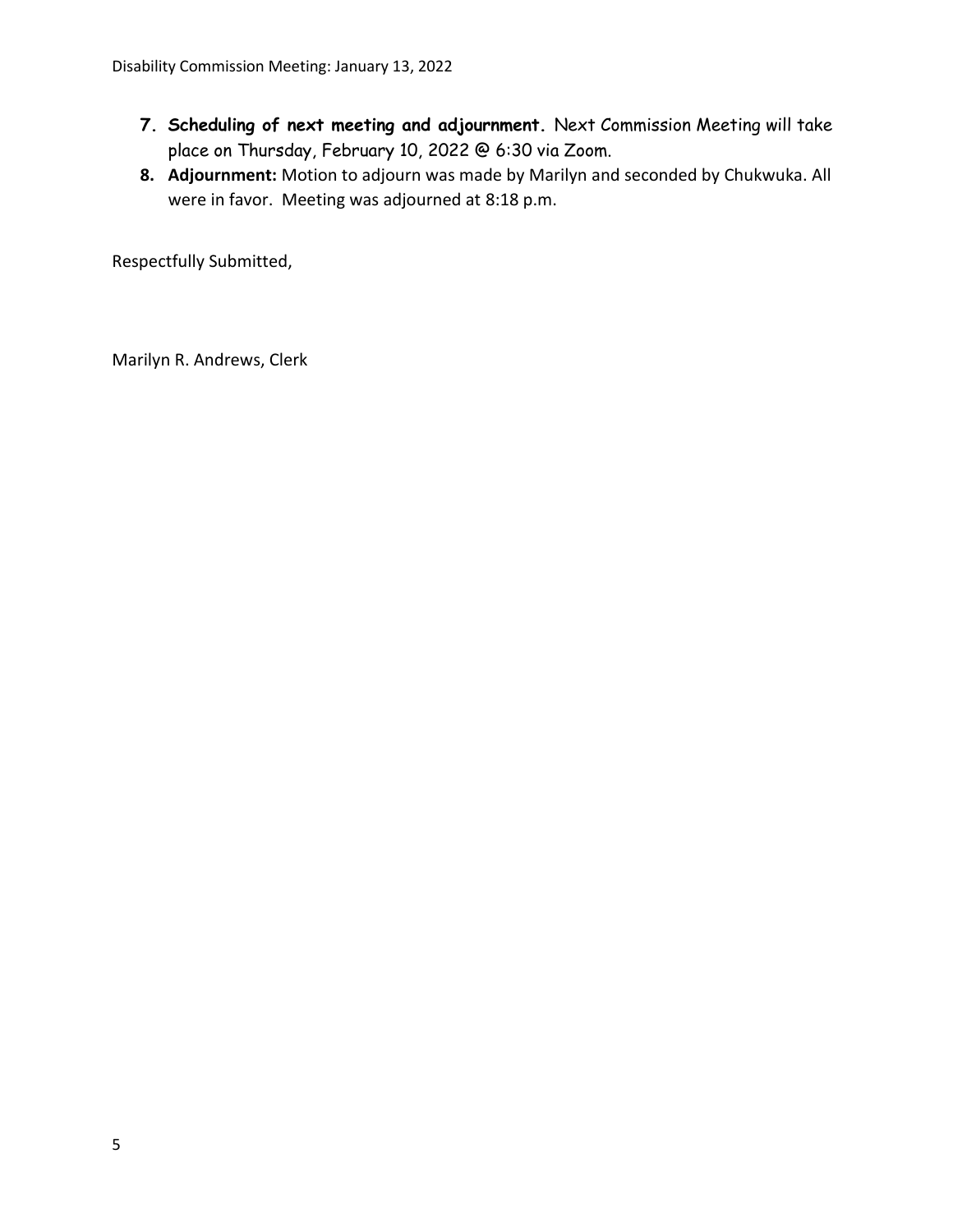7. **Scheduling of next meeting and adjournment.** Next Commission Meeting will take place on Thursday, February 10, 2022 @ 6:30 via Zoom.
8. **Adjournment:** Motion to adjourn was made by Marilyn and seconded by Chukwuka. All were in favor. Meeting was adjourned at 8:18 p.m.

Respectfully Submitted,

Marilyn R. Andrews, Clerk